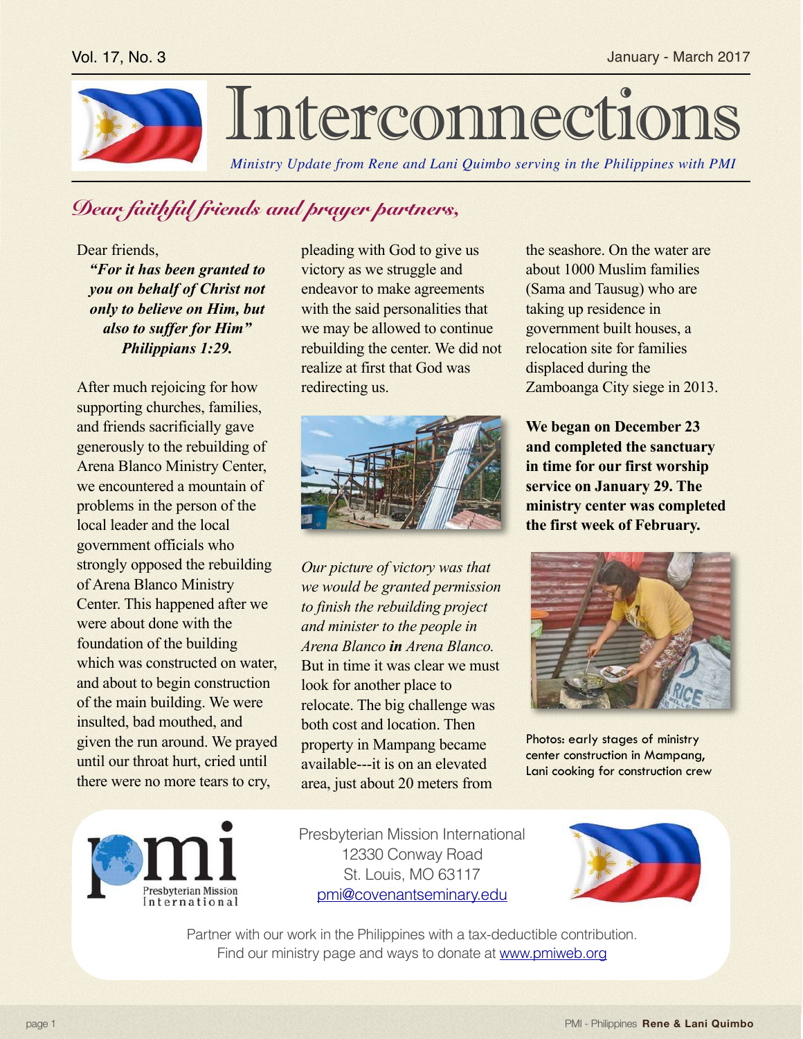Vol. 17, No. 3 January - March 2017

# Interconnections

*Ministry Update from Rene and Lani Quimbo serving in the Philippines with PMI*

## *Dear faithful friends and prayer partners,*

Dear friends,

***"For it has been granted to you on behalf of Christ not only to believe on Him, but also to suffer for Him" Philippians 1:29.***

After much rejoicing for how supporting churches, families, and friends sacrificially gave generously to the rebuilding of Arena Blanco Ministry Center, we encountered a mountain of problems in the person of the local leader and the local government officials who strongly opposed the rebuilding of Arena Blanco Ministry Center. This happened after we were about done with the foundation of the building which was constructed on water, and about to begin construction of the main building. We were insulted, bad mouthed, and given the run around. We prayed until our throat hurt, cried until there were no more tears to cry, pleading with God to give us victory as we struggle and endeavor to make agreements with the said personalities that we may be allowed to continue rebuilding the center. We did not realize at first that God was redirecting us.

*Our picture of victory was that we would be granted permission to finish the rebuilding project and minister to the people in Arena Blanco* ***in*** *Arena Blanco.* But in time it was clear we must look for another place to relocate. The big challenge was both cost and location. Then property in Mampang became available---it is on an elevated area, just about 20 meters from the seashore. On the water are about 1000 Muslim families (Sama and Tausug) who are taking up residence in government built houses, a relocation site for families displaced during the Zamboanga City siege in 2013.

**We began on December 23 and completed the sanctuary in time for our first worship service on January 29. The ministry center was completed the first week of February.**

Photos: early stages of ministry center construction in Mampang, Lani cooking for construction crew

Presbyterian Mission International
12330 Conway Road
St. Louis, MO 63117
pmi@covenantseminary.edu

Partner with our work in the Philippines with a tax-deductible contribution.
Find our ministry page and ways to donate at www.pmiweb.org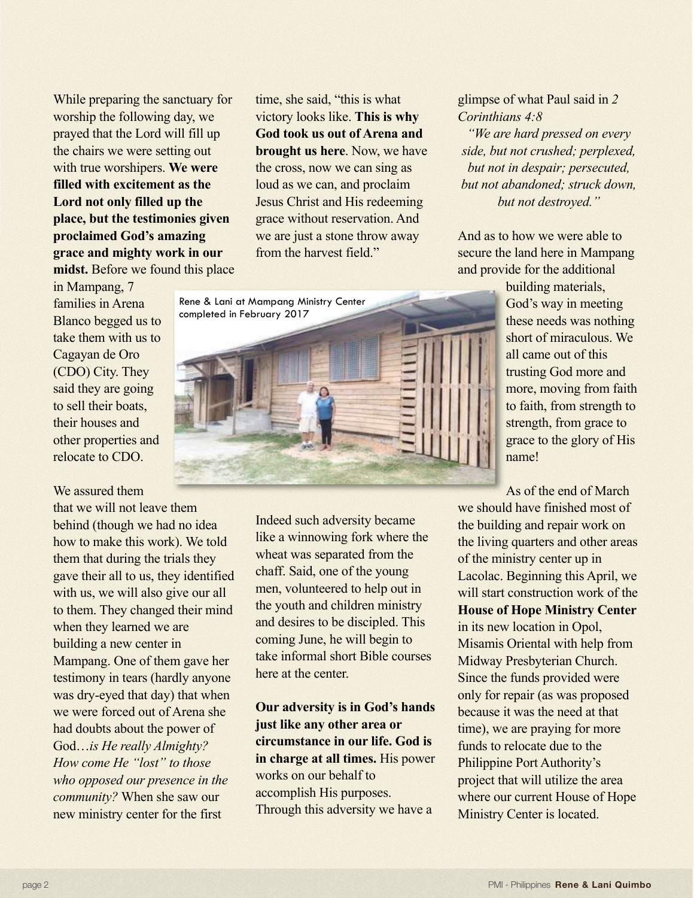While preparing the sanctuary for worship the following day, we prayed that the Lord will fill up the chairs we were setting out with true worshipers. **We were filled with excitement as the Lord not only filled up the place, but the testimonies given proclaimed God's amazing grace and mighty work in our midst.** Before we found this place in Mampang, 7 families in Arena Blanco begged us to take them with us to Cagayan de Oro (CDO) City. They said they are going to sell their boats, their houses and other properties and relocate to CDO.

We assured them that we will not leave them behind (though we had no idea how to make this work). We told them that during the trials they gave their all to us, they identified with us, we will also give our all to them. They changed their mind when they learned we are building a new center in Mampang. One of them gave her testimony in tears (hardly anyone was dry-eyed that day) that when we were forced out of Arena she had doubts about the power of God…*is He really Almighty? How come He "lost" to those who opposed our presence in the community?* When she saw our new ministry center for the first time, she said, "this is what victory looks like. **This is why God took us out of Arena and brought us here**. Now, we have the cross, now we can sing as loud as we can, and proclaim Jesus Christ and His redeeming grace without reservation. And we are just a stone throw away from the harvest field."

Rene & Lani at Mampang Ministry Center completed in February 2017

Indeed such adversity became like a winnowing fork where the wheat was separated from the chaff. Said, one of the young men, volunteered to help out in the youth and children ministry and desires to be discipled. This coming June, he will begin to take informal short Bible courses here at the center.

**Our adversity is in God's hands just like any other area or circumstance in our life. God is in charge at all times.** His power works on our behalf to accomplish His purposes. Through this adversity we have a glimpse of what Paul said in *2 Corinthians 4:8*

*"We are hard pressed on every side, but not crushed; perplexed, but not in despair; persecuted, but not abandoned; struck down, but not destroyed."*

And as to how we were able to secure the land here in Mampang and provide for the additional building materials, God's way in meeting these needs was nothing short of miraculous. We all came out of this trusting God more and more, moving from faith to faith, from strength to strength, from grace to grace to the glory of His name!

As of the end of March we should have finished most of the building and repair work on the living quarters and other areas of the ministry center up in Lacolac. Beginning this April, we will start construction work of the **House of Hope Ministry Center** in its new location in Opol, Misamis Oriental with help from Midway Presbyterian Church. Since the funds provided were only for repair (as was proposed because it was the need at that time), we are praying for more funds to relocate due to the Philippine Port Authority's project that will utilize the area where our current House of Hope Ministry Center is located.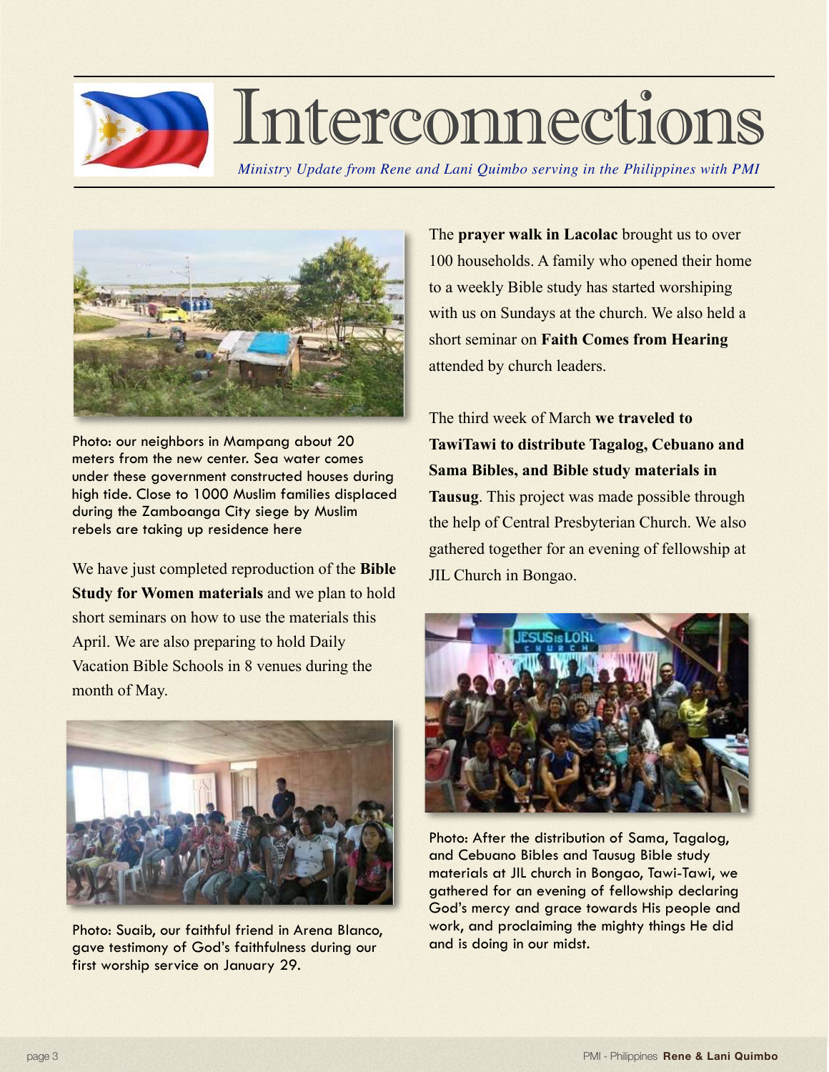# Interconnections

*Ministry Update from Rene and Lani Quimbo serving in the Philippines with PMI*

Photo: our neighbors in Mampang about 20 meters from the new center. Sea water comes under these government constructed houses during high tide. Close to 1000 Muslim families displaced during the Zamboanga City siege by Muslim rebels are taking up residence here

We have just completed reproduction of the **Bible Study for Women materials** and we plan to hold short seminars on how to use the materials this April. We are also preparing to hold Daily Vacation Bible Schools in 8 venues during the month of May.

Photo: Suaib, our faithful friend in Arena Blanco, gave testimony of God's faithfulness during our first worship service on January 29.

The **prayer walk in Lacolac** brought us to over 100 households. A family who opened their home to a weekly Bible study has started worshiping with us on Sundays at the church. We also held a short seminar on **Faith Comes from Hearing** attended by church leaders.

The third week of March **we traveled to TawiTawi to distribute Tagalog, Cebuano and Sama Bibles, and Bible study materials in Tausug**. This project was made possible through the help of Central Presbyterian Church. We also gathered together for an evening of fellowship at JIL Church in Bongao.

Photo: After the distribution of Sama, Tagalog, and Cebuano Bibles and Tausug Bible study materials at JIL church in Bongao, Tawi-Tawi, we gathered for an evening of fellowship declaring God's mercy and grace towards His people and work, and proclaiming the mighty things He did and is doing in our midst.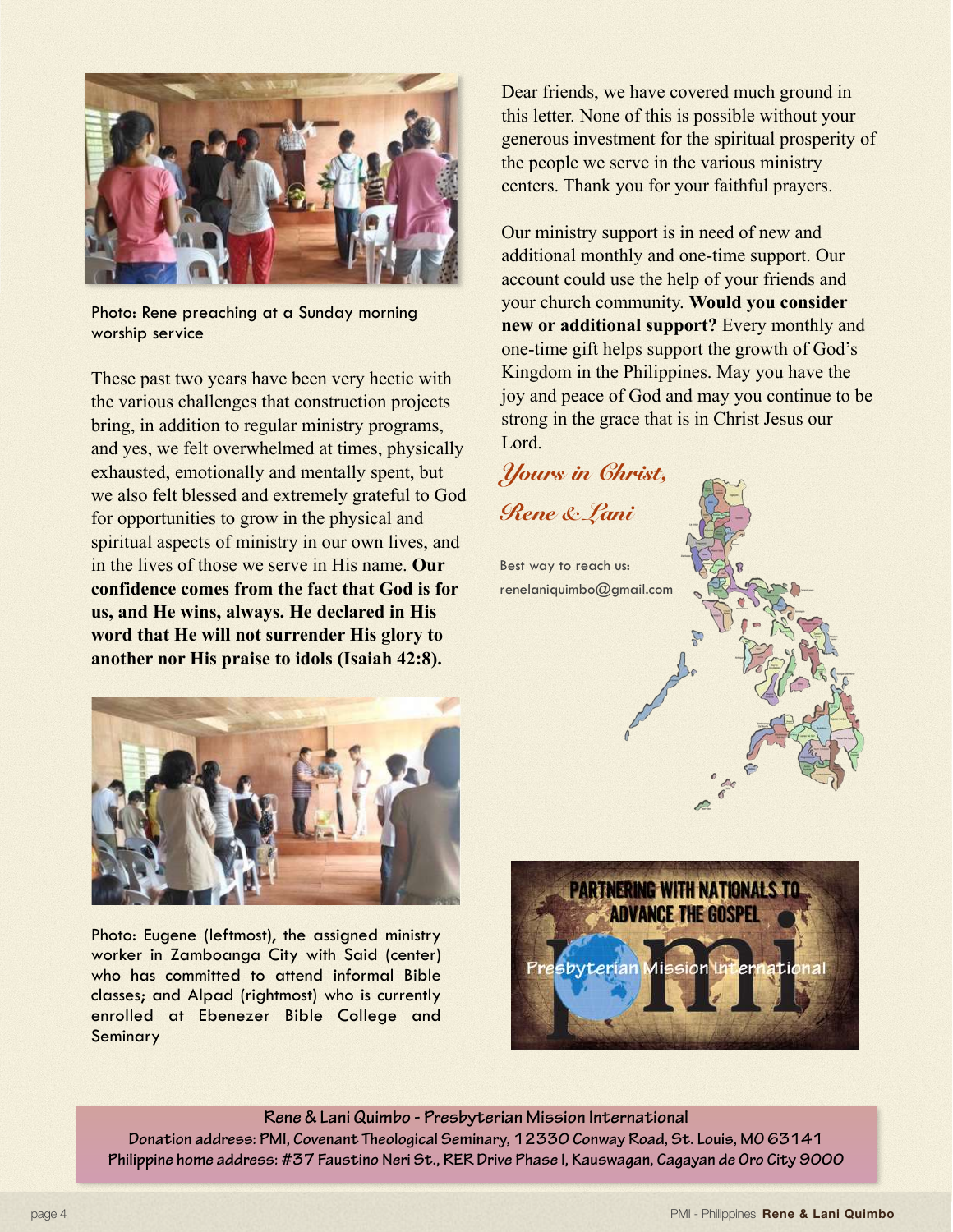Photo: Rene preaching at a Sunday morning worship service

These past two years have been very hectic with the various challenges that construction projects bring, in addition to regular ministry programs, and yes, we felt overwhelmed at times, physically exhausted, emotionally and mentally spent, but we also felt blessed and extremely grateful to God for opportunities to grow in the physical and spiritual aspects of ministry in our own lives, and in the lives of those we serve in His name. **Our confidence comes from the fact that God is for us, and He wins, always. He declared in His word that He will not surrender His glory to another nor His praise to idols (Isaiah 42:8).**

Photo: Eugene (leftmost), the assigned ministry worker in Zamboanga City with Said (center) who has committed to attend informal Bible classes; and Alpad (rightmost) who is currently enrolled at Ebenezer Bible College and Seminary

Dear friends, we have covered much ground in this letter. None of this is possible without your generous investment for the spiritual prosperity of the people we serve in the various ministry centers. Thank you for your faithful prayers.

Our ministry support is in need of new and additional monthly and one-time support. Our account could use the help of your friends and your church community. **Would you consider new or additional support?** Every monthly and one-time gift helps support the growth of God's Kingdom in the Philippines. May you have the joy and peace of God and may you continue to be strong in the grace that is in Christ Jesus our Lord.

*Yours in Christ,*

*Rene & Lani*

Best way to reach us:
renelaniquimbo@gmail.com

PARTNERING WITH NATIONALS TO ADVANCE THE GOSPEL

pmi

Presbyterian Mission International

**Rene & Lani Quimbo - Presbyterian Mission International**
**Donation address: PMI, Covenant Theological Seminary, 12330 Conway Road, St. Louis, MO 63141**
**Philippine home address: #37 Faustino Neri St., RER Drive Phase I, Kauswagan, Cagayan de Oro City 9000**